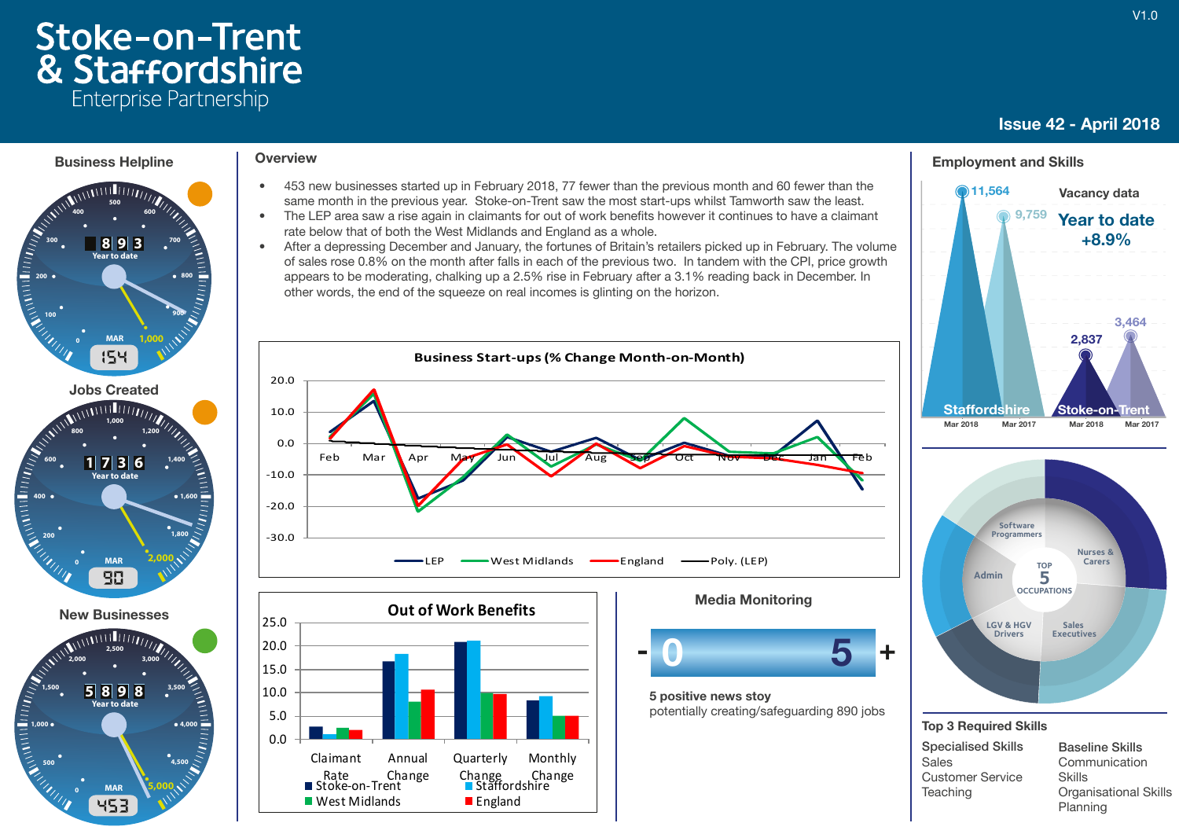# Stoke-on-Trent & Staffordshire Enterprise Partnership

V1.0

## Issue 42 - April 2018

### Business Helpline

8 9 3 Year to date

MAR 154

### Jobs Created

1 7 3 6 Year to date

MAR 90

### New Businesses

5 8 9 8 Year to date

MAR 453

## Overview

- 453 new businesses started up in February 2018, 77 fewer than the previous month and 60 fewer than the same month in the previous year. Stoke-on-Trent saw the most start-ups whilst Tamworth saw the least.
- The LEP area saw a rise again in claimants for out of work benefits however it continues to have a claimant rate below that of both the West Midlands and England as a whole.
- After a depressing December and January, the fortunes of Britain's retailers picked up in February. The volume of sales rose 0.8% on the month after falls in each of the previous two. In tandem with the CPI, price growth appears to be moderating, chalking up a 2.5% rise in February after a 3.1% reading back in December. In other words, the end of the squeeze on real incomes is glinting on the horizon.

**Business Start-ups (% Change Month-on-Month)**

Legend: LEP, West Midlands, England, Poly. (LEP)

**Out of Work Benefits**

Categories: Claimant Rate, Annual Change, Quarterly Change, Monthly Change

Legend: Stoke-on-Trent, Staffordshire, West Midlands, England

### Media Monitoring

- 0 5 +

5 positive news stoy
potentially creating/safeguarding 890 jobs

## Employment and Skills

**Vacancy data**

Year to date +8.9%

| | Mar 2018 | Mar 2017 |
|---|---|---|
| Staffordshire | 11,564 | 9,759 |
| Stoke-on-Trent | 2,837 | 3,464 |

**TOP 5 OCCUPATIONS**

- Software Programmers
- Nurses & Carers
- Sales Executives
- LGV & HGV Drivers
- Admin

### Top 3 Required Skills

**Specialised Skills**
- Sales
- Customer Service
- Teaching

**Baseline Skills**
- Communication Skills
- Organisational Skills
- Planning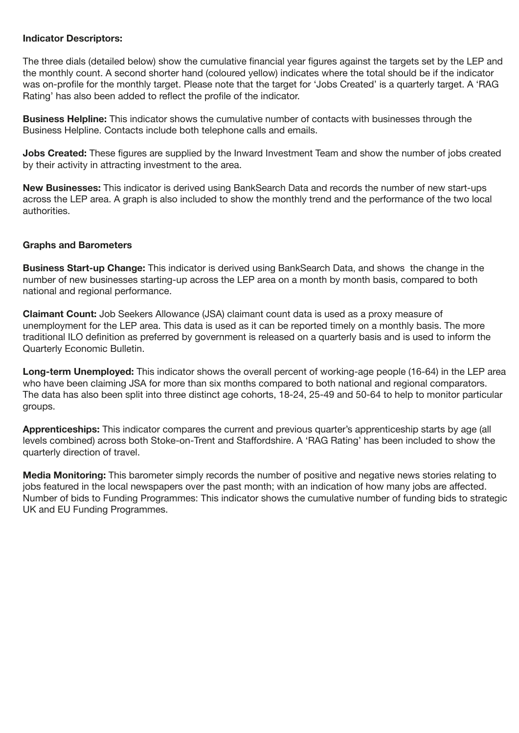**Indicator Descriptors:**

The three dials (detailed below) show the cumulative financial year figures against the targets set by the LEP and the monthly count. A second shorter hand (coloured yellow) indicates where the total should be if the indicator was on-profile for the monthly target. Please note that the target for 'Jobs Created' is a quarterly target. A 'RAG Rating' has also been added to reflect the profile of the indicator.

**Business Helpline:** This indicator shows the cumulative number of contacts with businesses through the Business Helpline. Contacts include both telephone calls and emails.

**Jobs Created:** These figures are supplied by the Inward Investment Team and show the number of jobs created by their activity in attracting investment to the area.

**New Businesses:** This indicator is derived using BankSearch Data and records the number of new start-ups across the LEP area. A graph is also included to show the monthly trend and the performance of the two local authorities.

**Graphs and Barometers**

**Business Start-up Change:** This indicator is derived using BankSearch Data, and shows the change in the number of new businesses starting-up across the LEP area on a month by month basis, compared to both national and regional performance.

**Claimant Count:** Job Seekers Allowance (JSA) claimant count data is used as a proxy measure of unemployment for the LEP area. This data is used as it can be reported timely on a monthly basis. The more traditional ILO definition as preferred by government is released on a quarterly basis and is used to inform the Quarterly Economic Bulletin.

**Long-term Unemployed:** This indicator shows the overall percent of working-age people (16-64) in the LEP area who have been claiming JSA for more than six months compared to both national and regional comparators. The data has also been split into three distinct age cohorts, 18-24, 25-49 and 50-64 to help to monitor particular groups.

**Apprenticeships:** This indicator compares the current and previous quarter's apprenticeship starts by age (all levels combined) across both Stoke-on-Trent and Staffordshire. A 'RAG Rating' has been included to show the quarterly direction of travel.

**Media Monitoring:** This barometer simply records the number of positive and negative news stories relating to jobs featured in the local newspapers over the past month; with an indication of how many jobs are affected.
Number of bids to Funding Programmes: This indicator shows the cumulative number of funding bids to strategic UK and EU Funding Programmes.